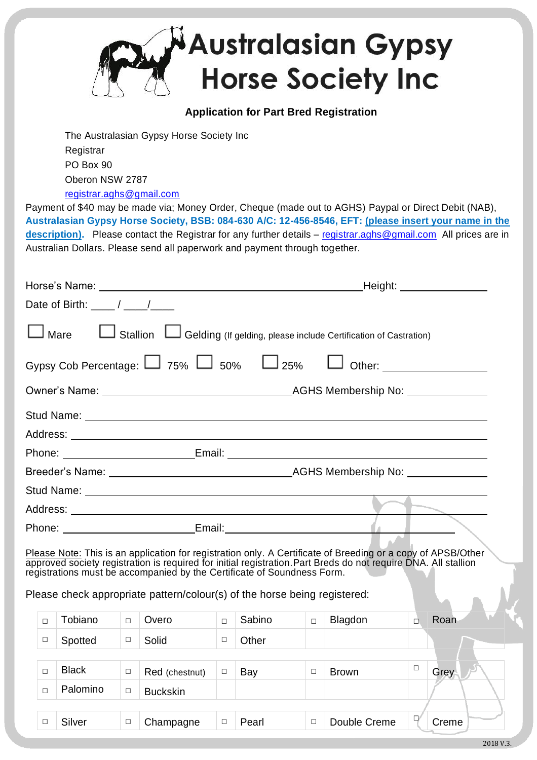# Australasian Gypsy Horse Society Inc

**Application for Part Bred Registration**

The Australasian Gypsy Horse Society Inc
Registrar
PO Box 90
Oberon NSW 2787
registrar.aghs@gmail.com

Payment of $40 may be made via; Money Order, Cheque (made out to AGHS) Paypal or Direct Debit (NAB), **Australasian Gypsy Horse Society, BSB: 084-630 A/C: 12-456-8546, EFT: (please insert your name in the description).** Please contact the Registrar for any further details – registrar.aghs@gmail.com All prices are in Australian Dollars. Please send all paperwork and payment through together.

Horse's Name: ______________________________ Height: __________

Date of Birth: ____ / ____/____

☐ Mare ☐ Stallion ☐ Gelding (If gelding, please include Certification of Castration)

Gypsy Cob Percentage: ☐ 75% ☐ 50% ☐ 25% ☐ Other: __________

Owner's Name: ______________________ AGHS Membership No: __________

Stud Name: ______________________________

Address: ______________________________

Phone: ______________ Email: ______________________

Breeder's Name: ______________________ AGHS Membership No: __________

Stud Name: ______________________________

Address: ______________________________

Phone: ______________ Email: ______________________

Please Note: This is an application for registration only. A Certificate of Breeding or a copy of APSB/Other approved society registration is required for initial registration. Part Breds do not require DNA. All stallion registrations must be accompanied by the Certificate of Soundness Form.

Please check appropriate pattern/colour(s) of the horse being registered:

| | | | | | | | | | |
|---|---|---|---|---|---|---|---|---|---|
| ☐ | Tobiano | ☐ | Overo | ☐ | Sabino | ☐ | Blagdon | ☐ | Roan |
| ☐ | Spotted | ☐ | Solid | ☐ | Other | | | | |
| ☐ | Black | ☐ | Red (chestnut) | ☐ | Bay | ☐ | Brown | ☐ | Grey |
| ☐ | Palomino | ☐ | Buckskin | | | | | | |
| ☐ | Silver | ☐ | Champagne | ☐ | Pearl | ☐ | Double Creme | ☐ | Creme |

2018 V.3.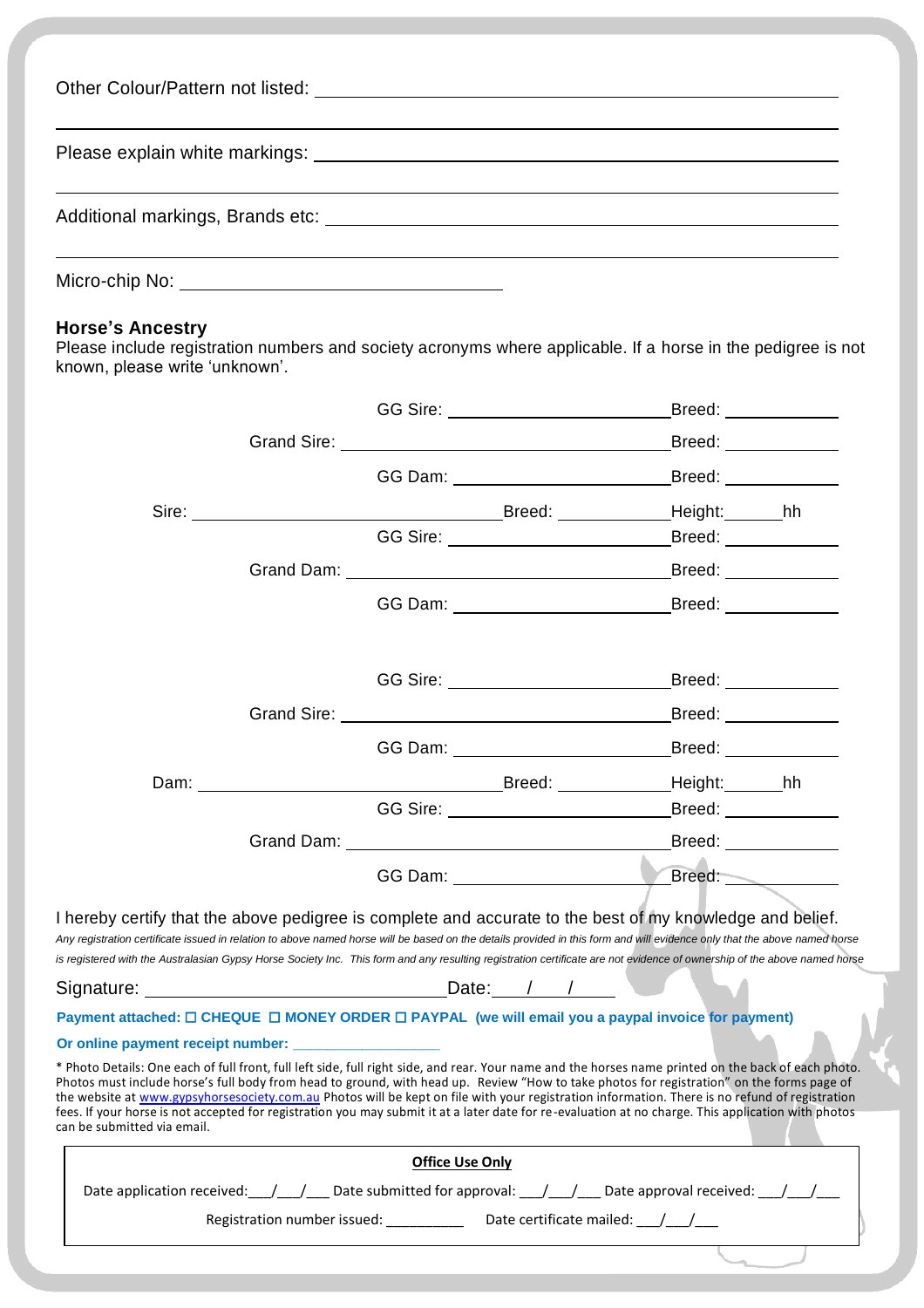Other Colour/Pattern not listed: ______________________________________________

______________________________________________________________________

Please explain white markings: ______________________________________________

______________________________________________________________________

Additional markings, Brands etc: ____________________________________________

______________________________________________________________________

Micro-chip No: ____________________________

**Horse's Ancestry**

Please include registration numbers and society acronyms where applicable. If a horse in the pedigree is not known, please write 'unknown'.

GG Sire: ______________________ Breed: ____________

Grand Sire: ______________________________ Breed: ____________

GG Dam: ______________________ Breed: ____________

Sire: ______________________________ Breed: ____________ Height: ______ hh

GG Sire: ______________________ Breed: ____________

Grand Dam: ______________________________ Breed: ____________

GG Dam: ______________________ Breed: ____________

GG Sire: ______________________ Breed: ____________

Grand Sire: ______________________________ Breed: ____________

GG Dam: ______________________ Breed: ____________

Dam: ______________________________ Breed: ____________ Height: ______ hh

GG Sire: ______________________ Breed: ____________

Grand Dam: ______________________________ Breed: ____________

GG Dam: ______________________ Breed: ____________

I hereby certify that the above pedigree is complete and accurate to the best of my knowledge and belief.

*Any registration certificate issued in relation to above named horse will be based on the details provided in this form and will evidence only that the above named horse is registered with the Australasian Gypsy Horse Society Inc. This form and any resulting registration certificate are not evidence of ownership of the above named horse*

Signature: ____________________________ Date: ___ / ___ / ___

**Payment attached: ☐ CHEQUE ☐ MONEY ORDER ☐ PAYPAL (we will email you a paypal invoice for payment)**

**Or online payment receipt number: ________________**

* Photo Details: One each of full front, full left side, full right side, and rear. Your name and the horses name printed on the back of each photo. Photos must include horse's full body from head to ground, with head up. Review "How to take photos for registration" on the forms page of the website at www.gypsyhorsesociety.com.au Photos will be kept on file with your registration information. There is no refund of registration fees. If your horse is not accepted for registration you may submit it at a later date for re-evaluation at no charge. This application with photos can be submitted via email.

**Office Use Only**

Date application received: ___/___/___ Date submitted for approval: ___/___/___ Date approval received: ___/___/___

Registration number issued: __________ Date certificate mailed: ___/___/___